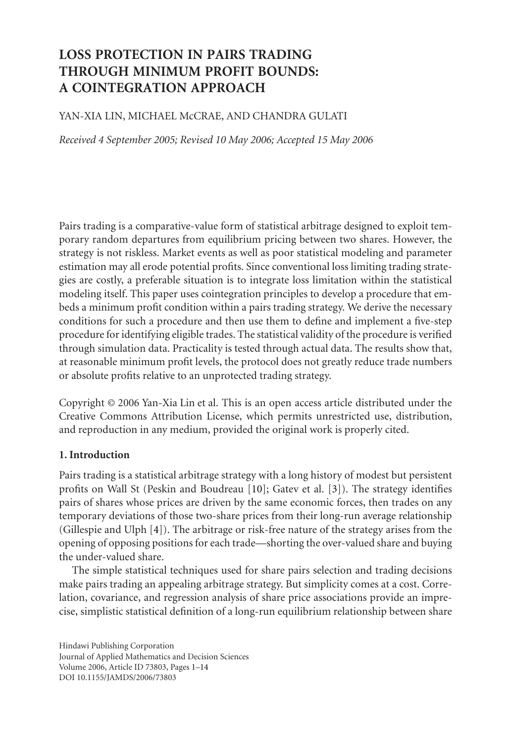# LOSS PROTECTION IN PAIRS TRADING THROUGH MINIMUM PROFIT BOUNDS: A COINTEGRATION APPROACH

YAN-XIA LIN, MICHAEL McCRAE, AND CHANDRA GULATI

*Received 4 September 2005; Revised 10 May 2006; Accepted 15 May 2006*

Pairs trading is a comparative-value form of statistical arbitrage designed to exploit temporary random departures from equilibrium pricing between two shares. However, the strategy is not riskless. Market events as well as poor statistical modeling and parameter estimation may all erode potential profits. Since conventional loss limiting trading strategies are costly, a preferable situation is to integrate loss limitation within the statistical modeling itself. This paper uses cointegration principles to develop a procedure that embeds a minimum profit condition within a pairs trading strategy. We derive the necessary conditions for such a procedure and then use them to define and implement a five-step procedure for identifying eligible trades. The statistical validity of the procedure is verified through simulation data. Practicality is tested through actual data. The results show that, at reasonable minimum profit levels, the protocol does not greatly reduce trade numbers or absolute profits relative to an unprotected trading strategy.

Copyright © 2006 Yan-Xia Lin et al. This is an open access article distributed under the Creative Commons Attribution License, which permits unrestricted use, distribution, and reproduction in any medium, provided the original work is properly cited.

## 1. Introduction

Pairs trading is a statistical arbitrage strategy with a long history of modest but persistent profits on Wall St (Peskin and Boudreau [10]; Gatev et al. [3]). The strategy identifies pairs of shares whose prices are driven by the same economic forces, then trades on any temporary deviations of those two-share prices from their long-run average relationship (Gillespie and Ulph [4]). The arbitrage or risk-free nature of the strategy arises from the opening of opposing positions for each trade—shorting the over-valued share and buying the under-valued share.

The simple statistical techniques used for share pairs selection and trading decisions make pairs trading an appealing arbitrage strategy. But simplicity comes at a cost. Correlation, covariance, and regression analysis of share price associations provide an imprecise, simplistic statistical definition of a long-run equilibrium relationship between share

Hindawi Publishing Corporation
Journal of Applied Mathematics and Decision Sciences
Volume 2006, Article ID 73803, Pages 1–14
DOI 10.1155/JAMDS/2006/73803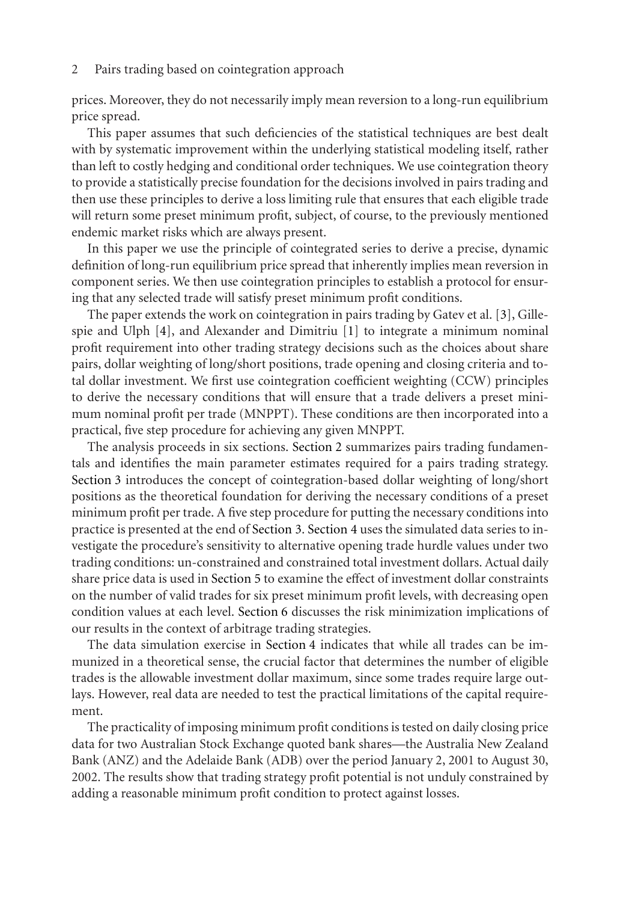prices. Moreover, they do not necessarily imply mean reversion to a long-run equilibrium price spread.

This paper assumes that such deficiencies of the statistical techniques are best dealt with by systematic improvement within the underlying statistical modeling itself, rather than left to costly hedging and conditional order techniques. We use cointegration theory to provide a statistically precise foundation for the decisions involved in pairs trading and then use these principles to derive a loss limiting rule that ensures that each eligible trade will return some preset minimum profit, subject, of course, to the previously mentioned endemic market risks which are always present.

In this paper we use the principle of cointegrated series to derive a precise, dynamic definition of long-run equilibrium price spread that inherently implies mean reversion in component series. We then use cointegration principles to establish a protocol for ensuring that any selected trade will satisfy preset minimum profit conditions.

The paper extends the work on cointegration in pairs trading by Gatev et al. [3], Gillespie and Ulph [4], and Alexander and Dimitriu [1] to integrate a minimum nominal profit requirement into other trading strategy decisions such as the choices about share pairs, dollar weighting of long/short positions, trade opening and closing criteria and total dollar investment. We first use cointegration coefficient weighting (CCW) principles to derive the necessary conditions that will ensure that a trade delivers a preset minimum nominal profit per trade (MNPPT). These conditions are then incorporated into a practical, five step procedure for achieving any given MNPPT.

The analysis proceeds in six sections. Section 2 summarizes pairs trading fundamentals and identifies the main parameter estimates required for a pairs trading strategy. Section 3 introduces the concept of cointegration-based dollar weighting of long/short positions as the theoretical foundation for deriving the necessary conditions of a preset minimum profit per trade. A five step procedure for putting the necessary conditions into practice is presented at the end of Section 3. Section 4 uses the simulated data series to investigate the procedure's sensitivity to alternative opening trade hurdle values under two trading conditions: un-constrained and constrained total investment dollars. Actual daily share price data is used in Section 5 to examine the effect of investment dollar constraints on the number of valid trades for six preset minimum profit levels, with decreasing open condition values at each level. Section 6 discusses the risk minimization implications of our results in the context of arbitrage trading strategies.

The data simulation exercise in Section 4 indicates that while all trades can be immunized in a theoretical sense, the crucial factor that determines the number of eligible trades is the allowable investment dollar maximum, since some trades require large outlays. However, real data are needed to test the practical limitations of the capital requirement.

The practicality of imposing minimum profit conditions is tested on daily closing price data for two Australian Stock Exchange quoted bank shares—the Australia New Zealand Bank (ANZ) and the Adelaide Bank (ADB) over the period January 2, 2001 to August 30, 2002. The results show that trading strategy profit potential is not unduly constrained by adding a reasonable minimum profit condition to protect against losses.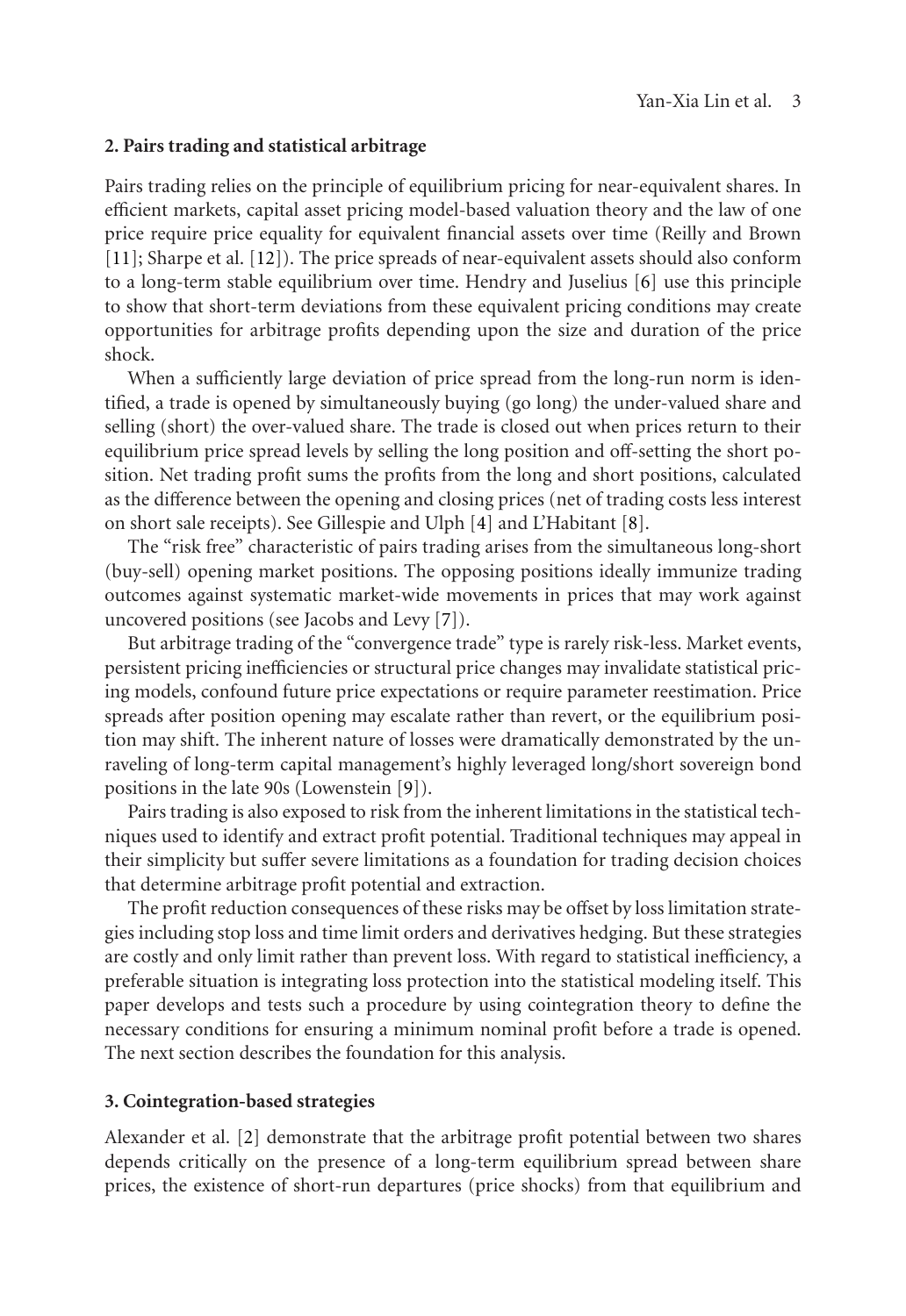## 2. Pairs trading and statistical arbitrage

Pairs trading relies on the principle of equilibrium pricing for near-equivalent shares. In efficient markets, capital asset pricing model-based valuation theory and the law of one price require price equality for equivalent financial assets over time (Reilly and Brown [11]; Sharpe et al. [12]). The price spreads of near-equivalent assets should also conform to a long-term stable equilibrium over time. Hendry and Juselius [6] use this principle to show that short-term deviations from these equivalent pricing conditions may create opportunities for arbitrage profits depending upon the size and duration of the price shock.

When a sufficiently large deviation of price spread from the long-run norm is identified, a trade is opened by simultaneously buying (go long) the under-valued share and selling (short) the over-valued share. The trade is closed out when prices return to their equilibrium price spread levels by selling the long position and off-setting the short position. Net trading profit sums the profits from the long and short positions, calculated as the difference between the opening and closing prices (net of trading costs less interest on short sale receipts). See Gillespie and Ulph [4] and L'Habitant [8].

The "risk free" characteristic of pairs trading arises from the simultaneous long-short (buy-sell) opening market positions. The opposing positions ideally immunize trading outcomes against systematic market-wide movements in prices that may work against uncovered positions (see Jacobs and Levy [7]).

But arbitrage trading of the "convergence trade" type is rarely risk-less. Market events, persistent pricing inefficiencies or structural price changes may invalidate statistical pricing models, confound future price expectations or require parameter reestimation. Price spreads after position opening may escalate rather than revert, or the equilibrium position may shift. The inherent nature of losses were dramatically demonstrated by the unraveling of long-term capital management's highly leveraged long/short sovereign bond positions in the late 90s (Lowenstein [9]).

Pairs trading is also exposed to risk from the inherent limitations in the statistical techniques used to identify and extract profit potential. Traditional techniques may appeal in their simplicity but suffer severe limitations as a foundation for trading decision choices that determine arbitrage profit potential and extraction.

The profit reduction consequences of these risks may be offset by loss limitation strategies including stop loss and time limit orders and derivatives hedging. But these strategies are costly and only limit rather than prevent loss. With regard to statistical inefficiency, a preferable situation is integrating loss protection into the statistical modeling itself. This paper develops and tests such a procedure by using cointegration theory to define the necessary conditions for ensuring a minimum nominal profit before a trade is opened. The next section describes the foundation for this analysis.

## 3. Cointegration-based strategies

Alexander et al. [2] demonstrate that the arbitrage profit potential between two shares depends critically on the presence of a long-term equilibrium spread between share prices, the existence of short-run departures (price shocks) from that equilibrium and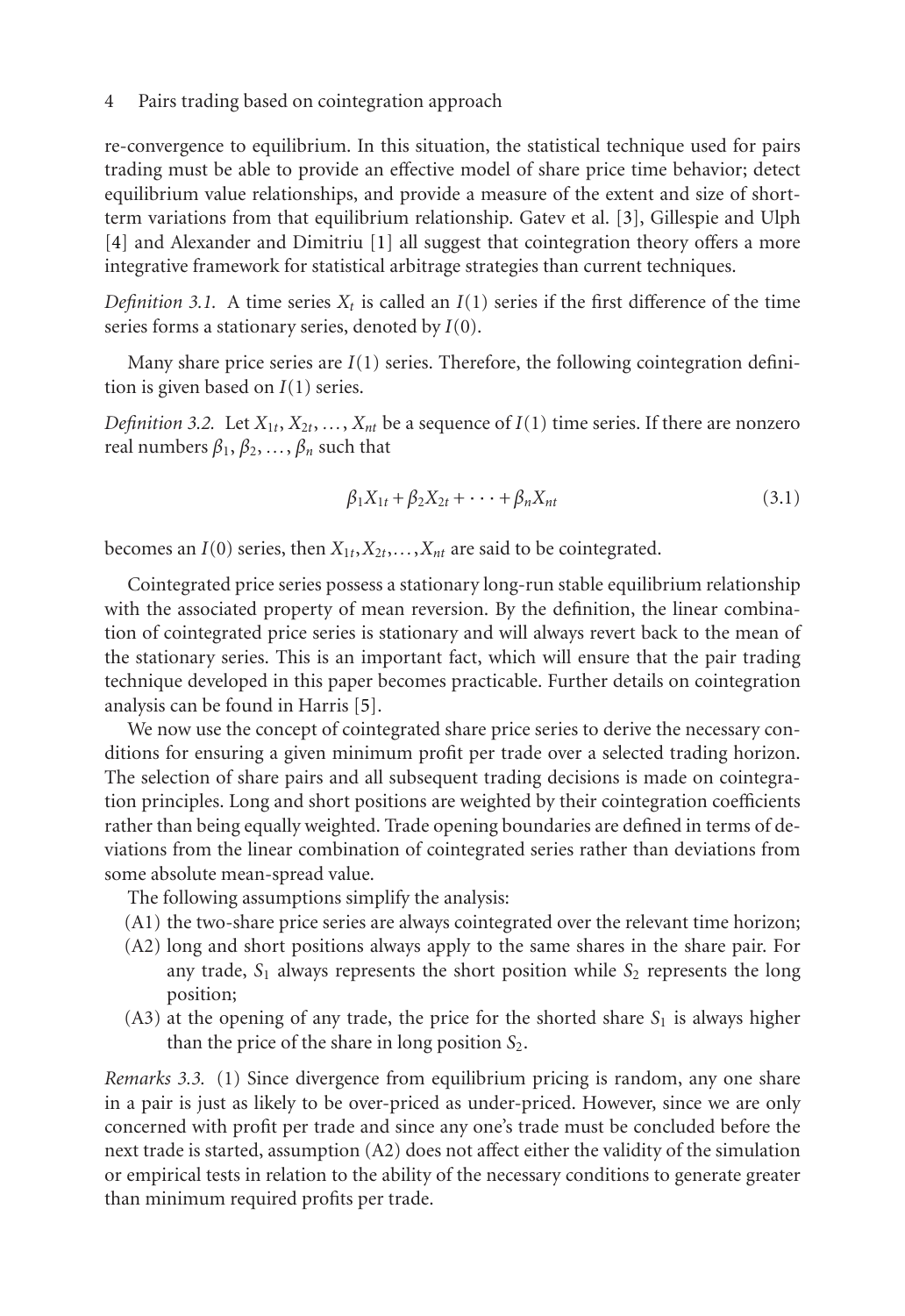re-convergence to equilibrium. In this situation, the statistical technique used for pairs trading must be able to provide an effective model of share price time behavior; detect equilibrium value relationships, and provide a measure of the extent and size of short-term variations from that equilibrium relationship. Gatev et al. [3], Gillespie and Ulph [4] and Alexander and Dimitriu [1] all suggest that cointegration theory offers a more integrative framework for statistical arbitrage strategies than current techniques.

*Definition 3.1.* A time series $X_t$ is called an $I(1)$ series if the first difference of the time series forms a stationary series, denoted by $I(0)$.

Many share price series are $I(1)$ series. Therefore, the following cointegration definition is given based on $I(1)$ series.

*Definition 3.2.* Let $X_{1t}, X_{2t}, \ldots, X_{nt}$ be a sequence of $I(1)$ time series. If there are nonzero real numbers $\beta_1, \beta_2, \ldots, \beta_n$ such that

$$\beta_1 X_{1t} + \beta_2 X_{2t} + \cdots + \beta_n X_{nt} \tag{3.1}$$

becomes an $I(0)$ series, then $X_{1t}, X_{2t}, \ldots, X_{nt}$ are said to be cointegrated.

Cointegrated price series possess a stationary long-run stable equilibrium relationship with the associated property of mean reversion. By the definition, the linear combination of cointegrated price series is stationary and will always revert back to the mean of the stationary series. This is an important fact, which will ensure that the pair trading technique developed in this paper becomes practicable. Further details on cointegration analysis can be found in Harris [5].

We now use the concept of cointegrated share price series to derive the necessary conditions for ensuring a given minimum profit per trade over a selected trading horizon. The selection of share pairs and all subsequent trading decisions is made on cointegration principles. Long and short positions are weighted by their cointegration coefficients rather than being equally weighted. Trade opening boundaries are defined in terms of deviations from the linear combination of cointegrated series rather than deviations from some absolute mean-spread value.

The following assumptions simplify the analysis:

(A1) the two-share price series are always cointegrated over the relevant time horizon;

(A2) long and short positions always apply to the same shares in the share pair. For any trade, $S_1$ always represents the short position while $S_2$ represents the long position;

(A3) at the opening of any trade, the price for the shorted share $S_1$ is always higher than the price of the share in long position $S_2$.

*Remarks 3.3.* (1) Since divergence from equilibrium pricing is random, any one share in a pair is just as likely to be over-priced as under-priced. However, since we are only concerned with profit per trade and since any one's trade must be concluded before the next trade is started, assumption (A2) does not affect either the validity of the simulation or empirical tests in relation to the ability of the necessary conditions to generate greater than minimum required profits per trade.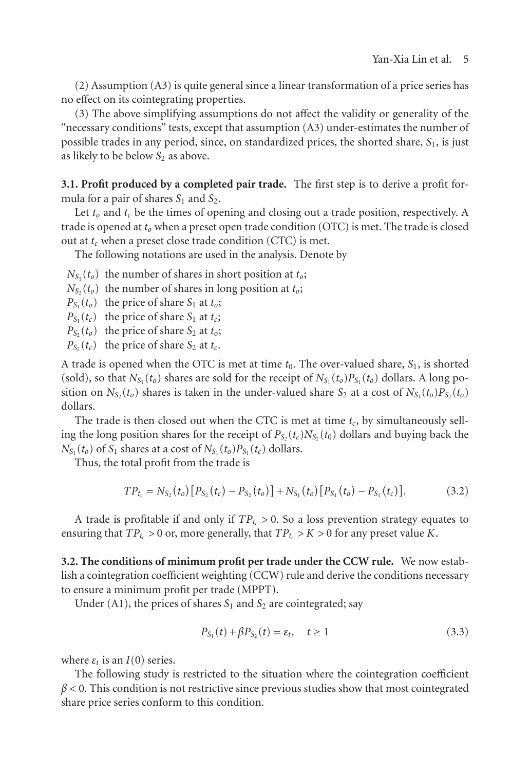(2) Assumption (A3) is quite general since a linear transformation of a price series has no effect on its cointegrating properties.

(3) The above simplifying assumptions do not affect the validity or generality of the "necessary conditions" tests, except that assumption (A3) under-estimates the number of possible trades in any period, since, on standardized prices, the shorted share, $S_1$, is just as likely to be below $S_2$ as above.

**3.1. Profit produced by a completed pair trade.** The first step is to derive a profit formula for a pair of shares $S_1$ and $S_2$.

Let $t_o$ and $t_c$ be the times of opening and closing out a trade position, respectively. A trade is opened at $t_o$ when a preset open trade condition (OTC) is met. The trade is closed out at $t_c$ when a preset close trade condition (CTC) is met.

The following notations are used in the analysis. Denote by

- $N_{S_1}(t_o)$ the number of shares in short position at $t_o$;
- $N_{S_2}(t_o)$ the number of shares in long position at $t_o$;
- $P_{S_1}(t_o)$ the price of share $S_1$ at $t_o$;
- $P_{S_1}(t_c)$ the price of share $S_1$ at $t_c$;
- $P_{S_2}(t_o)$ the price of share $S_2$ at $t_o$;
- $P_{S_2}(t_c)$ the price of share $S_2$ at $t_c$.

A trade is opened when the OTC is met at time $t_0$. The over-valued share, $S_1$, is shorted (sold), so that $N_{S_1}(t_o)$ shares are sold for the receipt of $N_{S_1}(t_o)P_{S_1}(t_o)$ dollars. A long position on $N_{S_2}(t_o)$ shares is taken in the under-valued share $S_2$ at a cost of $N_{S_1}(t_o)P_{S_2}(t_o)$ dollars.

The trade is then closed out when the CTC is met at time $t_c$, by simultaneously selling the long position shares for the receipt of $P_{S_2}(t_c)N_{S_2}(t_0)$ dollars and buying back the $N_{S_1}(t_o)$ of $S_1$ shares at a cost of $N_{S_1}(t_o)P_{S_1}(t_c)$ dollars.

Thus, the total profit from the trade is

$$TP_{t_c} = N_{S_2}(t_o)\left[P_{S_2}(t_c) - P_{S_2}(t_o)\right] + N_{S_1}(t_o)\left[P_{S_1}(t_o) - P_{S_1}(t_c)\right]. \tag{3.2}$$

A trade is profitable if and only if $TP_{t_c} > 0$. So a loss prevention strategy equates to ensuring that $TP_{t_c} > 0$ or, more generally, that $TP_{t_c} > K > 0$ for any preset value $K$.

**3.2. The conditions of minimum profit per trade under the CCW rule.** We now establish a cointegration coefficient weighting (CCW) rule and derive the conditions necessary to ensure a minimum profit per trade (MPPT).

Under (A1), the prices of shares $S_1$ and $S_2$ are cointegrated; say

$$P_{S_1}(t) + \beta P_{S_2}(t) = \varepsilon_t, \quad t \geq 1 \tag{3.3}$$

where $\varepsilon_t$ is an $I(0)$ series.

The following study is restricted to the situation where the cointegration coefficient $\beta < 0$. This condition is not restrictive since previous studies show that most cointegrated share price series conform to this condition.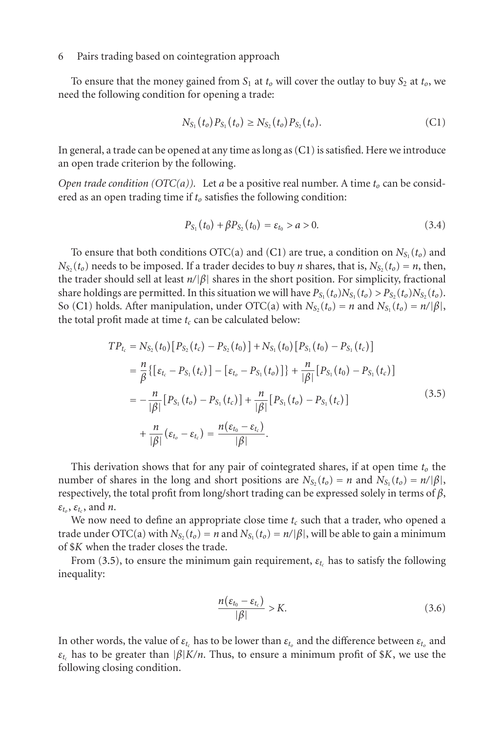To ensure that the money gained from $S_1$ at $t_o$ will cover the outlay to buy $S_2$ at $t_o$, we need the following condition for opening a trade:

$$N_{S_1}(t_o)P_{S_1}(t_o) \geq N_{S_2}(t_o)P_{S_2}(t_o). \tag{C1}$$

In general, a trade can be opened at any time as long as (C1) is satisfied. Here we introduce an open trade criterion by the following.

*Open trade condition (OTC(a)).* Let $a$ be a positive real number. A time $t_o$ can be considered as an open trading time if $t_o$ satisfies the following condition:

$$P_{S_1}(t_0) + \beta P_{S_2}(t_0) = \varepsilon_{t_0} > a > 0. \tag{3.4}$$

To ensure that both conditions OTC(a) and (C1) are true, a condition on $N_{S_1}(t_o)$ and $N_{S_2}(t_o)$ needs to be imposed. If a trader decides to buy $n$ shares, that is, $N_{S_2}(t_o) = n$, then, the trader should sell at least $n/|\beta|$ shares in the short position. For simplicity, fractional share holdings are permitted. In this situation we will have $P_{S_1}(t_o)N_{S_1}(t_o) > P_{S_2}(t_o)N_{S_2}(t_o)$. So (C1) holds. After manipulation, under OTC(a) with $N_{S_2}(t_o) = n$ and $N_{S_1}(t_o) = n/|\beta|$, the total profit made at time $t_c$ can be calculated below:

$$\begin{aligned}
TP_{t_c} &= N_{S_2}(t_0)\left[P_{S_2}(t_c) - P_{S_2}(t_0)\right] + N_{S_1}(t_0)\left[P_{S_1}(t_0) - P_{S_1}(t_c)\right] \\
&= \frac{n}{\beta}\left\{\left[\varepsilon_{t_c} - P_{S_1}(t_c)\right] - \left[\varepsilon_{t_o} - P_{S_1}(t_o)\right]\right\} + \frac{n}{|\beta|}\left[P_{S_1}(t_0) - P_{S_1}(t_c)\right] \\
&= -\frac{n}{|\beta|}\left[P_{S_1}(t_o) - P_{S_1}(t_c)\right] + \frac{n}{|\beta|}\left[P_{S_1}(t_o) - P_{S_1}(t_c)\right] \\
&\quad + \frac{n}{|\beta|}\left(\varepsilon_{t_o} - \varepsilon_{t_c}\right) = \frac{n\left(\varepsilon_{t_0} - \varepsilon_{t_c}\right)}{|\beta|}.
\end{aligned} \tag{3.5}$$

This derivation shows that for any pair of cointegrated shares, if at open time $t_o$ the number of shares in the long and short positions are $N_{S_2}(t_o) = n$ and $N_{S_1}(t_o) = n/|\beta|$, respectively, the total profit from long/short trading can be expressed solely in terms of $\beta$, $\varepsilon_{t_o}$, $\varepsilon_{t_c}$, and $n$.

We now need to define an appropriate close time $t_c$ such that a trader, who opened a trade under OTC(a) with $N_{S_2}(t_o) = n$ and $N_{S_1}(t_o) = n/|\beta|$, will be able to gain a minimum of \$$K$ when the trader closes the trade.

From (3.5), to ensure the minimum gain requirement, $\varepsilon_{t_c}$ has to satisfy the following inequality:

$$\frac{n\left(\varepsilon_{t_0} - \varepsilon_{t_c}\right)}{|\beta|} > K. \tag{3.6}$$

In other words, the value of $\varepsilon_{t_c}$ has to be lower than $\varepsilon_{t_o}$ and the difference between $\varepsilon_{t_o}$ and $\varepsilon_{t_c}$ has to be greater than $|\beta|K/n$. Thus, to ensure a minimum profit of \$$K$, we use the following closing condition.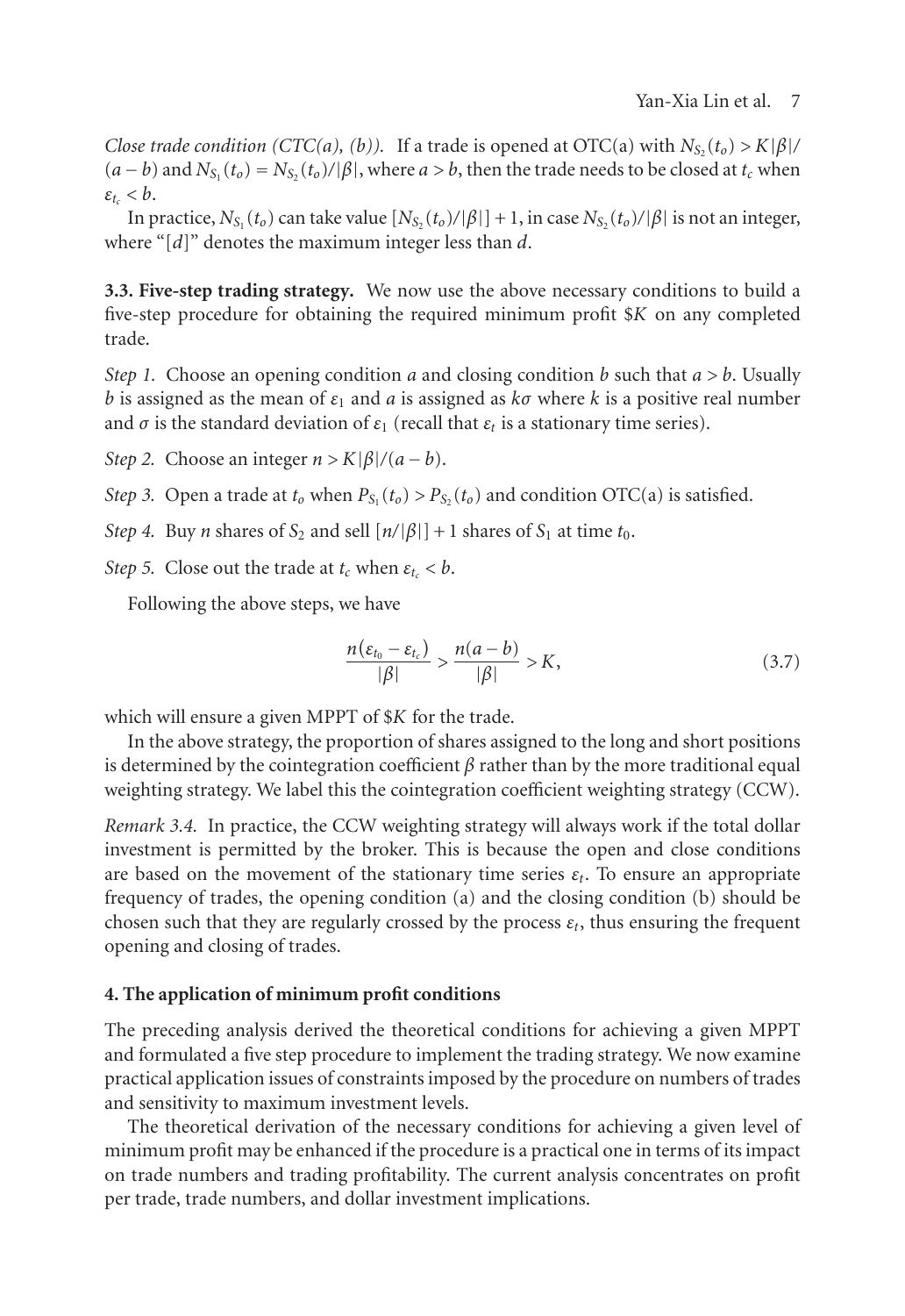*Close trade condition (CTC(a), (b)).* If a trade is opened at OTC(a) with $N_{S_2}(t_o) > K|\beta|/(a-b)$ and $N_{S_1}(t_o) = N_{S_2}(t_o)/|\beta|$, where $a > b$, then the trade needs to be closed at $t_c$ when $\varepsilon_{t_c} < b$.

In practice, $N_{S_1}(t_o)$ can take value $[N_{S_2}(t_o)/|\beta|] + 1$, in case $N_{S_2}(t_o)/|\beta|$ is not an integer, where "$[d]$" denotes the maximum integer less than $d$.

### 3.3. Five-step trading strategy.

We now use the above necessary conditions to build a five-step procedure for obtaining the required minimum profit \$$K$ on any completed trade.

*Step 1.* Choose an opening condition $a$ and closing condition $b$ such that $a > b$. Usually $b$ is assigned as the mean of $\varepsilon_1$ and $a$ is assigned as $k\sigma$ where $k$ is a positive real number and $\sigma$ is the standard deviation of $\varepsilon_1$ (recall that $\varepsilon_t$ is a stationary time series).

*Step 2.* Choose an integer $n > K|\beta|/(a-b)$.

*Step 3.* Open a trade at $t_o$ when $P_{S_1}(t_o) > P_{S_2}(t_o)$ and condition OTC(a) is satisfied.

*Step 4.* Buy $n$ shares of $S_2$ and sell $[n/|\beta|] + 1$ shares of $S_1$ at time $t_0$.

*Step 5.* Close out the trade at $t_c$ when $\varepsilon_{t_c} < b$.

Following the above steps, we have

$$\frac{n(\varepsilon_{t_0} - \varepsilon_{t_c})}{|\beta|} > \frac{n(a-b)}{|\beta|} > K, \tag{3.7}$$

which will ensure a given MPPT of \$$K$ for the trade.

In the above strategy, the proportion of shares assigned to the long and short positions is determined by the cointegration coefficient $\beta$ rather than by the more traditional equal weighting strategy. We label this the cointegration coefficient weighting strategy (CCW).

*Remark 3.4.* In practice, the CCW weighting strategy will always work if the total dollar investment is permitted by the broker. This is because the open and close conditions are based on the movement of the stationary time series $\varepsilon_t$. To ensure an appropriate frequency of trades, the opening condition (a) and the closing condition (b) should be chosen such that they are regularly crossed by the process $\varepsilon_t$, thus ensuring the frequent opening and closing of trades.

## 4. The application of minimum profit conditions

The preceding analysis derived the theoretical conditions for achieving a given MPPT and formulated a five step procedure to implement the trading strategy. We now examine practical application issues of constraints imposed by the procedure on numbers of trades and sensitivity to maximum investment levels.

The theoretical derivation of the necessary conditions for achieving a given level of minimum profit may be enhanced if the procedure is a practical one in terms of its impact on trade numbers and trading profitability. The current analysis concentrates on profit per trade, trade numbers, and dollar investment implications.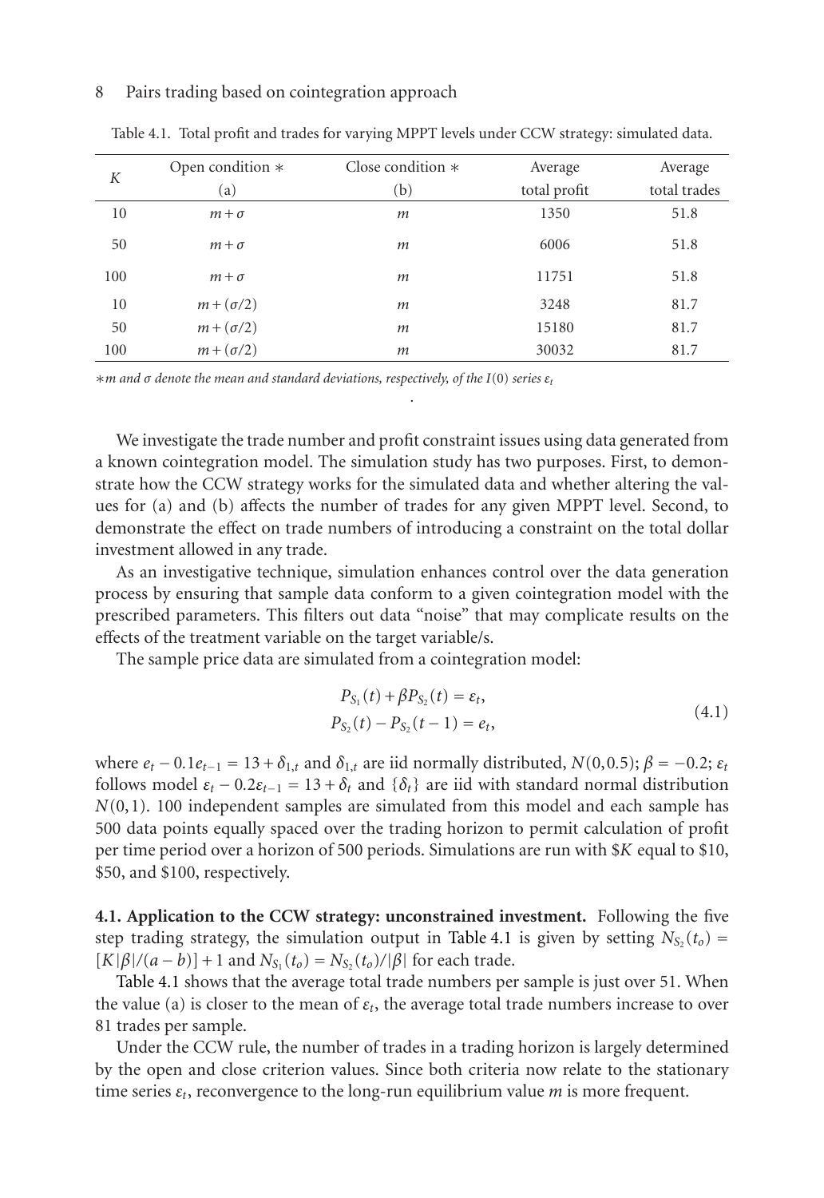Table 4.1. Total profit and trades for varying MPPT levels under CCW strategy: simulated data.

| $K$ | Open condition * (a) | Close condition * (b) | Average total profit | Average total trades |
|---|---|---|---|---|
| 10 | $m+\sigma$ | $m$ | 1350 | 51.8 |
| 50 | $m+\sigma$ | $m$ | 6006 | 51.8 |
| 100 | $m+\sigma$ | $m$ | 11751 | 51.8 |
| 10 | $m+(\sigma/2)$ | $m$ | 3248 | 81.7 |
| 50 | $m+(\sigma/2)$ | $m$ | 15180 | 81.7 |
| 100 | $m+(\sigma/2)$ | $m$ | 30032 | 81.7 |

**m* and *σ* denote the mean and standard deviations, respectively, of the $I(0)$ series $\varepsilon_t$*

We investigate the trade number and profit constraint issues using data generated from a known cointegration model. The simulation study has two purposes. First, to demonstrate how the CCW strategy works for the simulated data and whether altering the values for (a) and (b) affects the number of trades for any given MPPT level. Second, to demonstrate the effect on trade numbers of introducing a constraint on the total dollar investment allowed in any trade.

As an investigative technique, simulation enhances control over the data generation process by ensuring that sample data conform to a given cointegration model with the prescribed parameters. This filters out data "noise" that may complicate results on the effects of the treatment variable on the target variable/s.

The sample price data are simulated from a cointegration model:

$$
\begin{aligned}
P_{S_1}(t) + \beta P_{S_2}(t) &= \varepsilon_t, \\
P_{S_2}(t) - P_{S_2}(t-1) &= e_t,
\end{aligned}
\tag{4.1}
$$

where $e_t - 0.1e_{t-1} = 13 + \delta_{1,t}$ and $\delta_{1,t}$ are iid normally distributed, $N(0, 0.5)$; $\beta = -0.2$; $\varepsilon_t$ follows model $\varepsilon_t - 0.2\varepsilon_{t-1} = 13 + \delta_t$ and $\{\delta_t\}$ are iid with standard normal distribution $N(0,1)$. 100 independent samples are simulated from this model and each sample has 500 data points equally spaced over the trading horizon to permit calculation of profit per time period over a horizon of 500 periods. Simulations are run with $\$K$ equal to \$10, \$50, and \$100, respectively.

**4.1. Application to the CCW strategy: unconstrained investment.** Following the five step trading strategy, the simulation output in Table 4.1 is given by setting $N_{S_2}(t_o) = [K|\beta|/(a-b)] + 1$ and $N_{S_1}(t_o) = N_{S_2}(t_o)/|\beta|$ for each trade.

Table 4.1 shows that the average total trade numbers per sample is just over 51. When the value (a) is closer to the mean of $\varepsilon_t$, the average total trade numbers increase to over 81 trades per sample.

Under the CCW rule, the number of trades in a trading horizon is largely determined by the open and close criterion values. Since both criteria now relate to the stationary time series $\varepsilon_t$, reconvergence to the long-run equilibrium value $m$ is more frequent.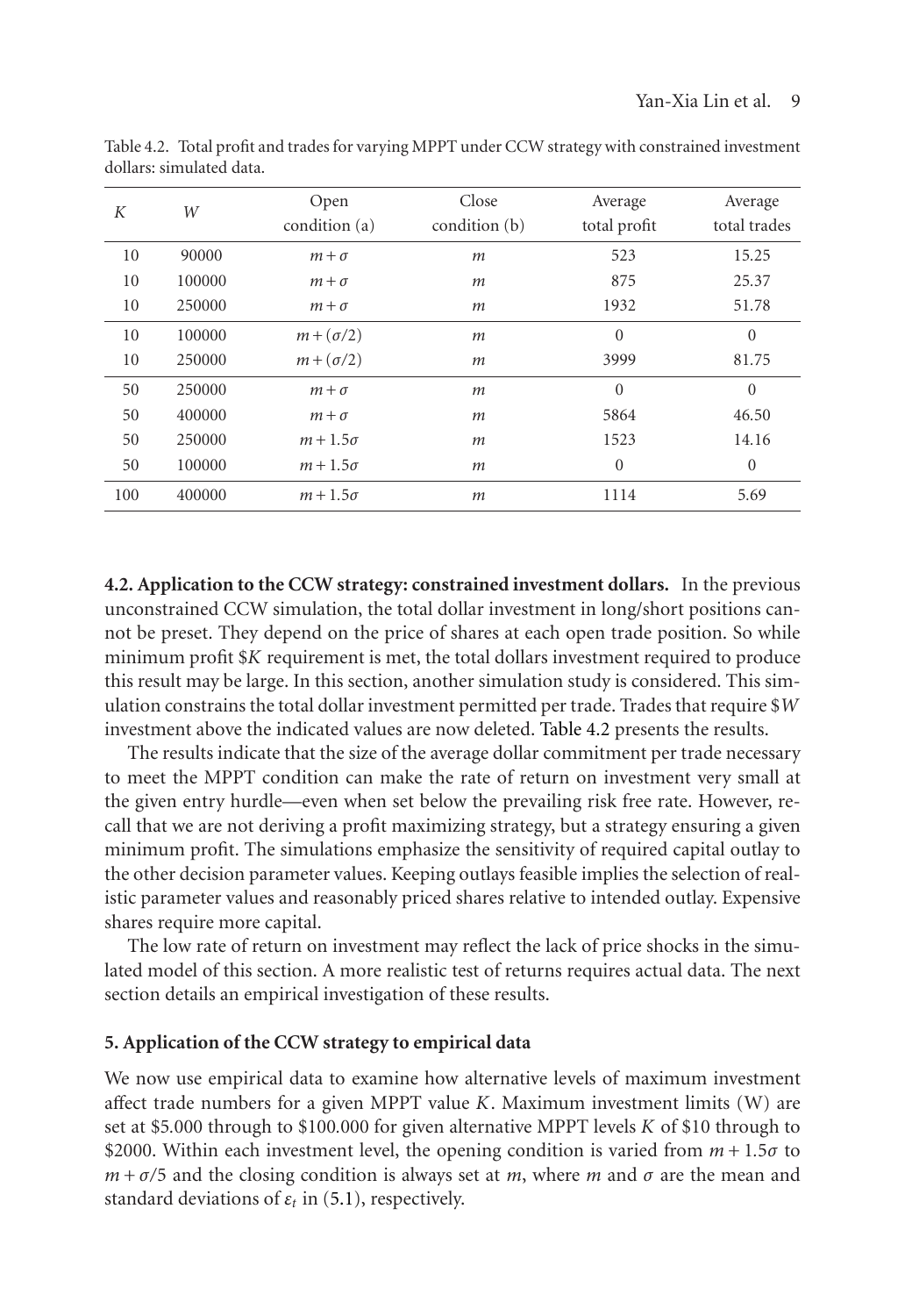Table 4.2. Total profit and trades for varying MPPT under CCW strategy with constrained investment dollars: simulated data.

| $K$ | $W$ | Open condition (a) | Close condition (b) | Average total profit | Average total trades |
|---|---|---|---|---|---|
| 10 | 90000 | $m+\sigma$ | $m$ | 523 | 15.25 |
| 10 | 100000 | $m+\sigma$ | $m$ | 875 | 25.37 |
| 10 | 250000 | $m+\sigma$ | $m$ | 1932 | 51.78 |
| 10 | 100000 | $m+(\sigma/2)$ | $m$ | 0 | 0 |
| 10 | 250000 | $m+(\sigma/2)$ | $m$ | 3999 | 81.75 |
| 50 | 250000 | $m+\sigma$ | $m$ | 0 | 0 |
| 50 | 400000 | $m+\sigma$ | $m$ | 5864 | 46.50 |
| 50 | 250000 | $m+1.5\sigma$ | $m$ | 1523 | 14.16 |
| 50 | 100000 | $m+1.5\sigma$ | $m$ | 0 | 0 |
| 100 | 400000 | $m+1.5\sigma$ | $m$ | 1114 | 5.69 |

**4.2. Application to the CCW strategy: constrained investment dollars.** In the previous unconstrained CCW simulation, the total dollar investment in long/short positions cannot be preset. They depend on the price of shares at each open trade position. So while minimum profit \$$K$ requirement is met, the total dollars investment required to produce this result may be large. In this section, another simulation study is considered. This simulation constrains the total dollar investment permitted per trade. Trades that require \$$W$ investment above the indicated values are now deleted. Table 4.2 presents the results.

The results indicate that the size of the average dollar commitment per trade necessary to meet the MPPT condition can make the rate of return on investment very small at the given entry hurdle—even when set below the prevailing risk free rate. However, recall that we are not deriving a profit maximizing strategy, but a strategy ensuring a given minimum profit. The simulations emphasize the sensitivity of required capital outlay to the other decision parameter values. Keeping outlays feasible implies the selection of realistic parameter values and reasonably priced shares relative to intended outlay. Expensive shares require more capital.

The low rate of return on investment may reflect the lack of price shocks in the simulated model of this section. A more realistic test of returns requires actual data. The next section details an empirical investigation of these results.

## 5. Application of the CCW strategy to empirical data

We now use empirical data to examine how alternative levels of maximum investment affect trade numbers for a given MPPT value $K$. Maximum investment limits (W) are set at \$5.000 through to \$100.000 for given alternative MPPT levels $K$ of \$10 through to \$2000. Within each investment level, the opening condition is varied from $m+1.5\sigma$ to $m+\sigma/5$ and the closing condition is always set at $m$, where $m$ and $\sigma$ are the mean and standard deviations of $\varepsilon_t$ in (5.1), respectively.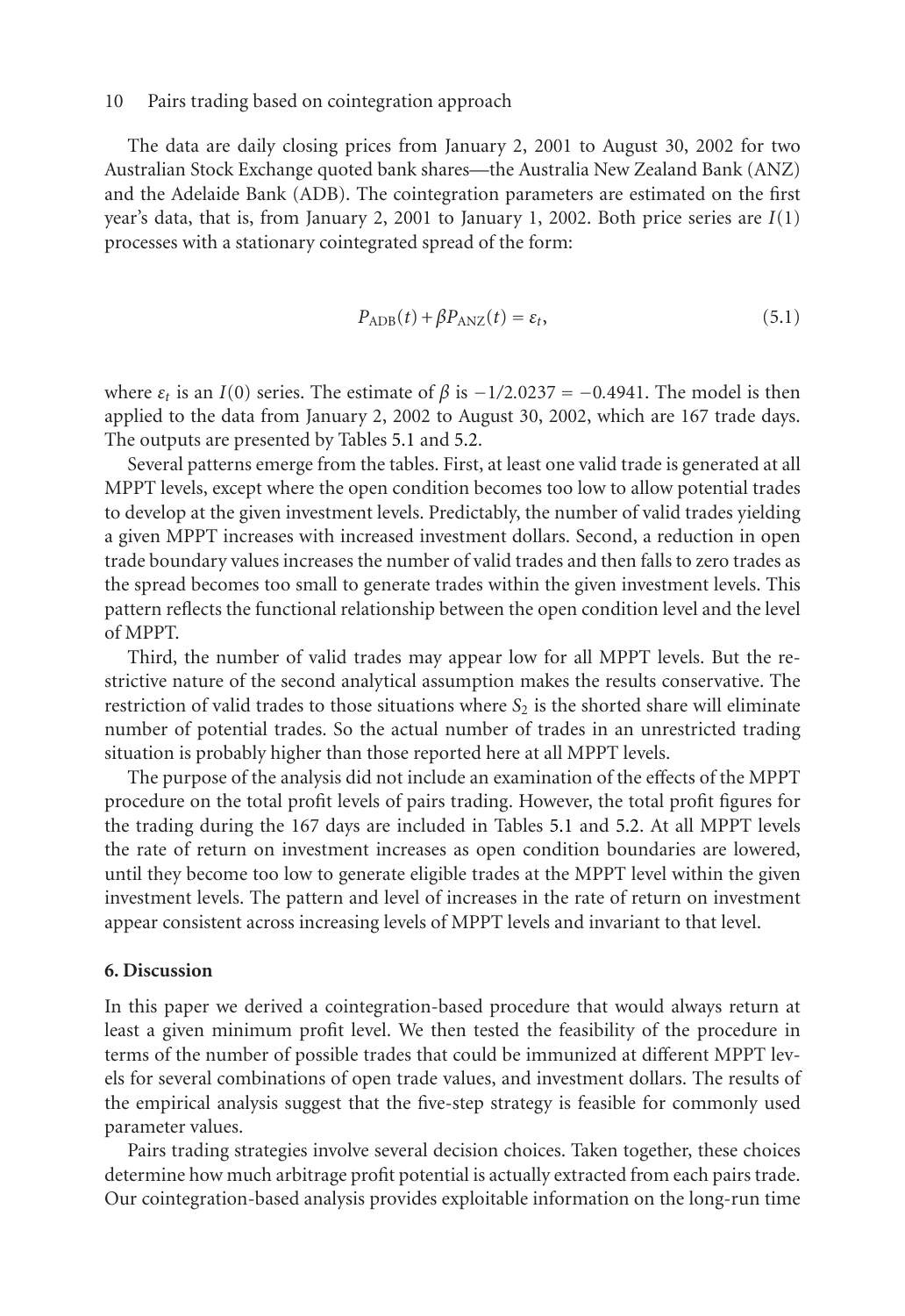The data are daily closing prices from January 2, 2001 to August 30, 2002 for two Australian Stock Exchange quoted bank shares—the Australia New Zealand Bank (ANZ) and the Adelaide Bank (ADB). The cointegration parameters are estimated on the first year's data, that is, from January 2, 2001 to January 1, 2002. Both price series are $I(1)$ processes with a stationary cointegrated spread of the form:

$$P_{\text{ADB}}(t) + \beta P_{\text{ANZ}}(t) = \varepsilon_t, \tag{5.1}$$

where $\varepsilon_t$ is an $I(0)$ series. The estimate of $\beta$ is $-1/2.0237 = -0.4941$. The model is then applied to the data from January 2, 2002 to August 30, 2002, which are 167 trade days. The outputs are presented by Tables 5.1 and 5.2.

Several patterns emerge from the tables. First, at least one valid trade is generated at all MPPT levels, except where the open condition becomes too low to allow potential trades to develop at the given investment levels. Predictably, the number of valid trades yielding a given MPPT increases with increased investment dollars. Second, a reduction in open trade boundary values increases the number of valid trades and then falls to zero trades as the spread becomes too small to generate trades within the given investment levels. This pattern reflects the functional relationship between the open condition level and the level of MPPT.

Third, the number of valid trades may appear low for all MPPT levels. But the restrictive nature of the second analytical assumption makes the results conservative. The restriction of valid trades to those situations where $S_2$ is the shorted share will eliminate number of potential trades. So the actual number of trades in an unrestricted trading situation is probably higher than those reported here at all MPPT levels.

The purpose of the analysis did not include an examination of the effects of the MPPT procedure on the total profit levels of pairs trading. However, the total profit figures for the trading during the 167 days are included in Tables 5.1 and 5.2. At all MPPT levels the rate of return on investment increases as open condition boundaries are lowered, until they become too low to generate eligible trades at the MPPT level within the given investment levels. The pattern and level of increases in the rate of return on investment appear consistent across increasing levels of MPPT levels and invariant to that level.

## 6. Discussion

In this paper we derived a cointegration-based procedure that would always return at least a given minimum profit level. We then tested the feasibility of the procedure in terms of the number of possible trades that could be immunized at different MPPT levels for several combinations of open trade values, and investment dollars. The results of the empirical analysis suggest that the five-step strategy is feasible for commonly used parameter values.

Pairs trading strategies involve several decision choices. Taken together, these choices determine how much arbitrage profit potential is actually extracted from each pairs trade. Our cointegration-based analysis provides exploitable information on the long-run time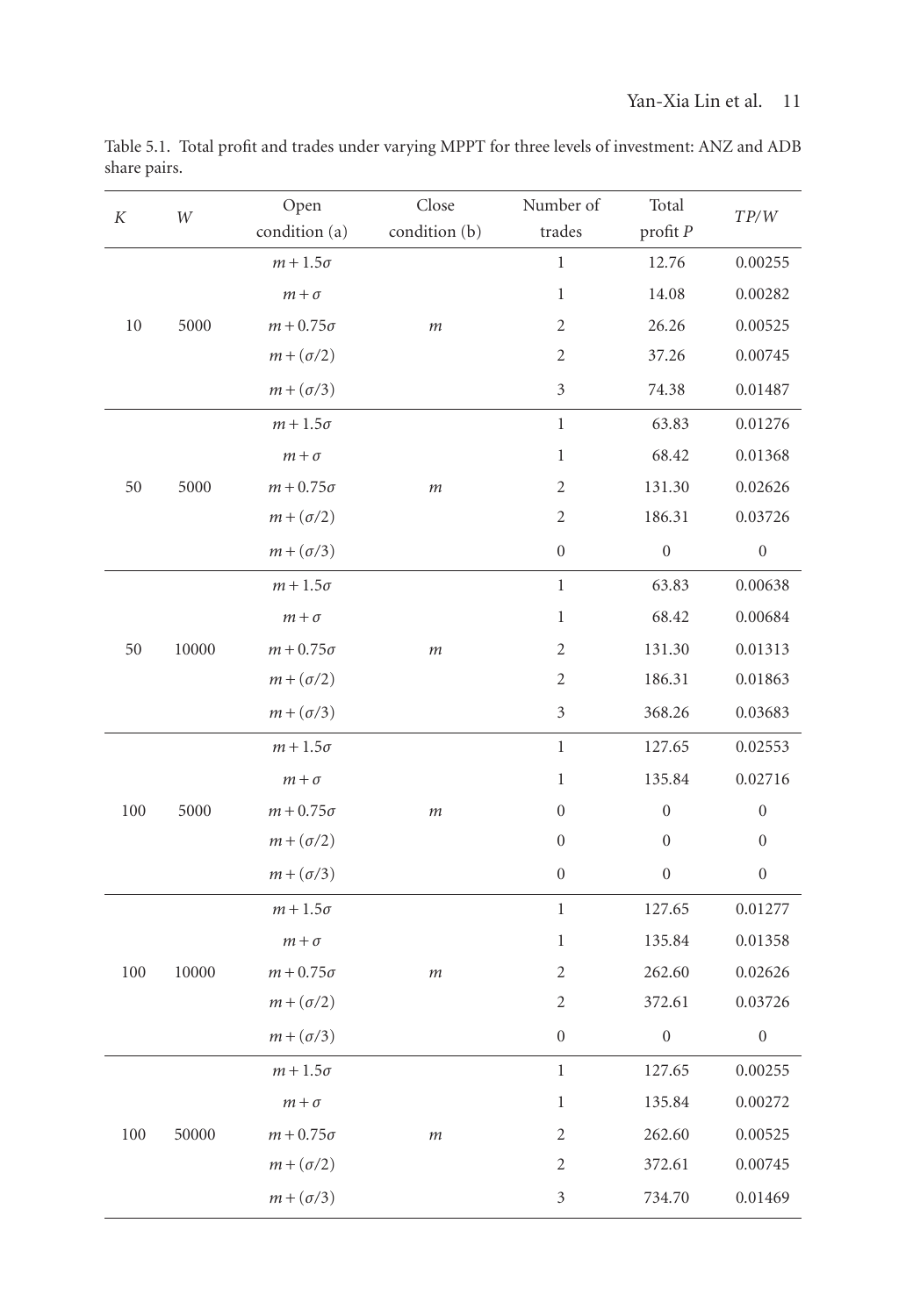Table 5.1. Total profit and trades under varying MPPT for three levels of investment: ANZ and ADB share pairs.

| $K$ | $W$ | Open condition (a) | Close condition (b) | Number of trades | Total profit $P$ | $TP/W$ |
|---|---|---|---|---|---|---|
| 10 | 5000 | $m+1.5\sigma$ | $m$ | 1 | 12.76 | 0.00255 |
| | | $m+\sigma$ | | 1 | 14.08 | 0.00282 |
| | | $m+0.75\sigma$ | | 2 | 26.26 | 0.00525 |
| | | $m+(\sigma/2)$ | | 2 | 37.26 | 0.00745 |
| | | $m+(\sigma/3)$ | | 3 | 74.38 | 0.01487 |
| 50 | 5000 | $m+1.5\sigma$ | $m$ | 1 | 63.83 | 0.01276 |
| | | $m+\sigma$ | | 1 | 68.42 | 0.01368 |
| | | $m+0.75\sigma$ | | 2 | 131.30 | 0.02626 |
| | | $m+(\sigma/2)$ | | 2 | 186.31 | 0.03726 |
| | | $m+(\sigma/3)$ | | 0 | 0 | 0 |
| 50 | 10000 | $m+1.5\sigma$ | $m$ | 1 | 63.83 | 0.00638 |
| | | $m+\sigma$ | | 1 | 68.42 | 0.00684 |
| | | $m+0.75\sigma$ | | 2 | 131.30 | 0.01313 |
| | | $m+(\sigma/2)$ | | 2 | 186.31 | 0.01863 |
| | | $m+(\sigma/3)$ | | 3 | 368.26 | 0.03683 |
| 100 | 5000 | $m+1.5\sigma$ | $m$ | 1 | 127.65 | 0.02553 |
| | | $m+\sigma$ | | 1 | 135.84 | 0.02716 |
| | | $m+0.75\sigma$ | | 0 | 0 | 0 |
| | | $m+(\sigma/2)$ | | 0 | 0 | 0 |
| | | $m+(\sigma/3)$ | | 0 | 0 | 0 |
| 100 | 10000 | $m+1.5\sigma$ | $m$ | 1 | 127.65 | 0.01277 |
| | | $m+\sigma$ | | 1 | 135.84 | 0.01358 |
| | | $m+0.75\sigma$ | | 2 | 262.60 | 0.02626 |
| | | $m+(\sigma/2)$ | | 2 | 372.61 | 0.03726 |
| | | $m+(\sigma/3)$ | | 0 | 0 | 0 |
| 100 | 50000 | $m+1.5\sigma$ | $m$ | 1 | 127.65 | 0.00255 |
| | | $m+\sigma$ | | 1 | 135.84 | 0.00272 |
| | | $m+0.75\sigma$ | | 2 | 262.60 | 0.00525 |
| | | $m+(\sigma/2)$ | | 2 | 372.61 | 0.00745 |
| | | $m+(\sigma/3)$ | | 3 | 734.70 | 0.01469 |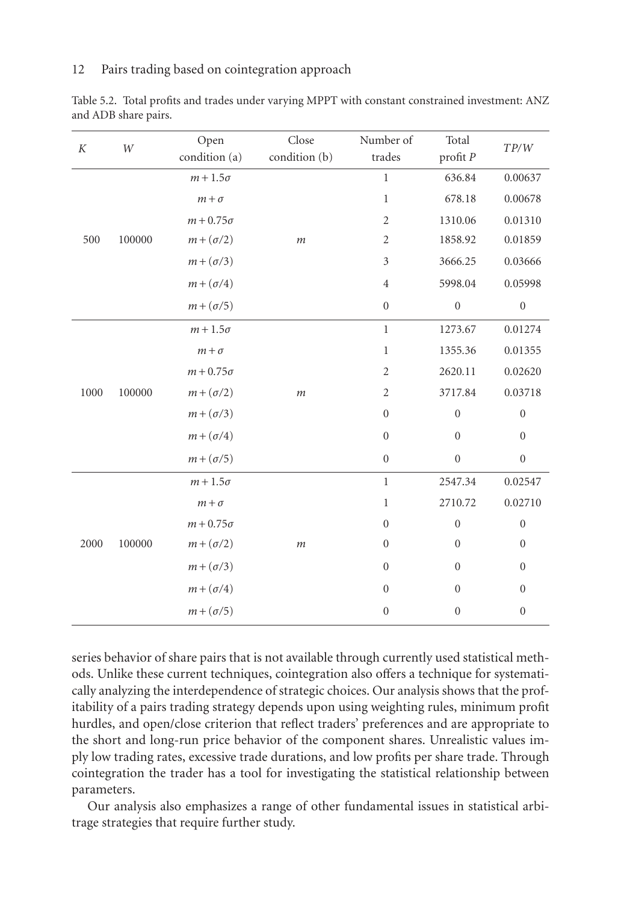Table 5.2. Total profits and trades under varying MPPT with constant constrained investment: ANZ and ADB share pairs.

| $K$ | $W$ | Open condition (a) | Close condition (b) | Number of trades | Total profit $P$ | $TP/W$ |
|---|---|---|---|---|---|---|
| 500 | 100000 | $m+1.5\sigma$ | $m$ | 1 | 636.84 | 0.00637 |
| | | $m+\sigma$ | | 1 | 678.18 | 0.00678 |
| | | $m+0.75\sigma$ | | 2 | 1310.06 | 0.01310 |
| | | $m+(\sigma/2)$ | | 2 | 1858.92 | 0.01859 |
| | | $m+(\sigma/3)$ | | 3 | 3666.25 | 0.03666 |
| | | $m+(\sigma/4)$ | | 4 | 5998.04 | 0.05998 |
| | | $m+(\sigma/5)$ | | 0 | 0 | 0 |
| 1000 | 100000 | $m+1.5\sigma$ | $m$ | 1 | 1273.67 | 0.01274 |
| | | $m+\sigma$ | | 1 | 1355.36 | 0.01355 |
| | | $m+0.75\sigma$ | | 2 | 2620.11 | 0.02620 |
| | | $m+(\sigma/2)$ | | 2 | 3717.84 | 0.03718 |
| | | $m+(\sigma/3)$ | | 0 | 0 | 0 |
| | | $m+(\sigma/4)$ | | 0 | 0 | 0 |
| | | $m+(\sigma/5)$ | | 0 | 0 | 0 |
| 2000 | 100000 | $m+1.5\sigma$ | $m$ | 1 | 2547.34 | 0.02547 |
| | | $m+\sigma$ | | 1 | 2710.72 | 0.02710 |
| | | $m+0.75\sigma$ | | 0 | 0 | 0 |
| | | $m+(\sigma/2)$ | | 0 | 0 | 0 |
| | | $m+(\sigma/3)$ | | 0 | 0 | 0 |
| | | $m+(\sigma/4)$ | | 0 | 0 | 0 |
| | | $m+(\sigma/5)$ | | 0 | 0 | 0 |

series behavior of share pairs that is not available through currently used statistical methods. Unlike these current techniques, cointegration also offers a technique for systematically analyzing the interdependence of strategic choices. Our analysis shows that the profitability of a pairs trading strategy depends upon using weighting rules, minimum profit hurdles, and open/close criterion that reflect traders' preferences and are appropriate to the short and long-run price behavior of the component shares. Unrealistic values imply low trading rates, excessive trade durations, and low profits per share trade. Through cointegration the trader has a tool for investigating the statistical relationship between parameters.

Our analysis also emphasizes a range of other fundamental issues in statistical arbitrage strategies that require further study.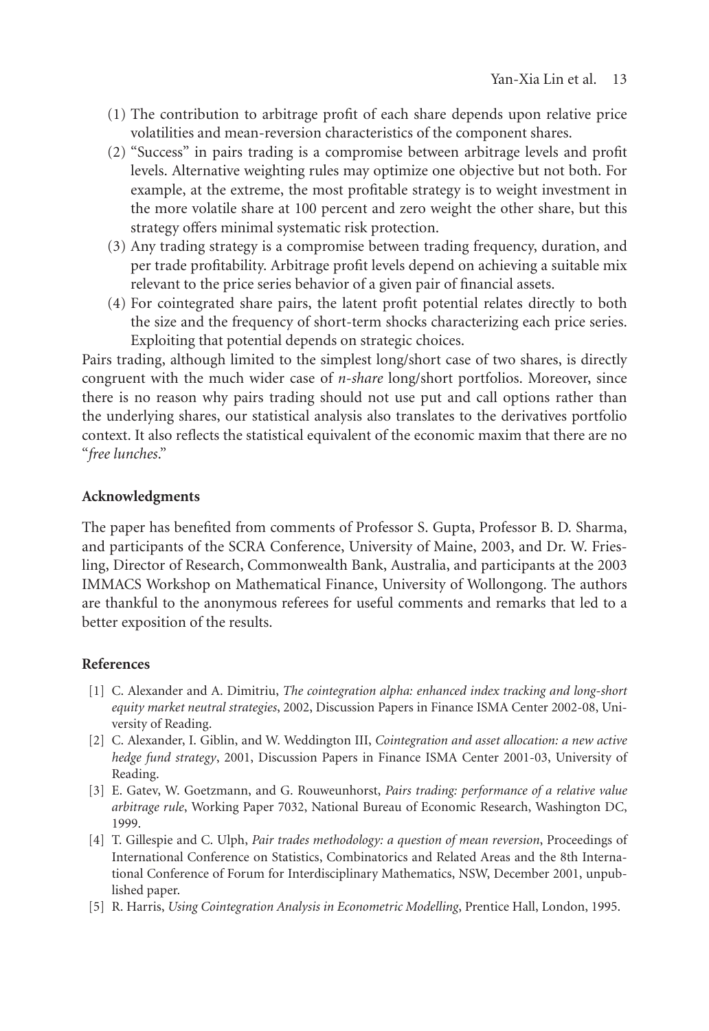(1) The contribution to arbitrage profit of each share depends upon relative price volatilities and mean-reversion characteristics of the component shares.

(2) "Success" in pairs trading is a compromise between arbitrage levels and profit levels. Alternative weighting rules may optimize one objective but not both. For example, at the extreme, the most profitable strategy is to weight investment in the more volatile share at 100 percent and zero weight the other share, but this strategy offers minimal systematic risk protection.

(3) Any trading strategy is a compromise between trading frequency, duration, and per trade profitability. Arbitrage profit levels depend on achieving a suitable mix relevant to the price series behavior of a given pair of financial assets.

(4) For cointegrated share pairs, the latent profit potential relates directly to both the size and the frequency of short-term shocks characterizing each price series. Exploiting that potential depends on strategic choices.

Pairs trading, although limited to the simplest long/short case of two shares, is directly congruent with the much wider case of *n-share* long/short portfolios. Moreover, since there is no reason why pairs trading should not use put and call options rather than the underlying shares, our statistical analysis also translates to the derivatives portfolio context. It also reflects the statistical equivalent of the economic maxim that there are no "*free lunches*."

## Acknowledgments

The paper has benefited from comments of Professor S. Gupta, Professor B. D. Sharma, and participants of the SCRA Conference, University of Maine, 2003, and Dr. W. Friesling, Director of Research, Commonwealth Bank, Australia, and participants at the 2003 IMMACS Workshop on Mathematical Finance, University of Wollongong. The authors are thankful to the anonymous referees for useful comments and remarks that led to a better exposition of the results.

## References

[1] C. Alexander and A. Dimitriu, *The cointegration alpha: enhanced index tracking and long-short equity market neutral strategies*, 2002, Discussion Papers in Finance ISMA Center 2002-08, University of Reading.

[2] C. Alexander, I. Giblin, and W. Weddington III, *Cointegration and asset allocation: a new active hedge fund strategy*, 2001, Discussion Papers in Finance ISMA Center 2001-03, University of Reading.

[3] E. Gatev, W. Goetzmann, and G. Rouweunhorst, *Pairs trading: performance of a relative value arbitrage rule*, Working Paper 7032, National Bureau of Economic Research, Washington DC, 1999.

[4] T. Gillespie and C. Ulph, *Pair trades methodology: a question of mean reversion*, Proceedings of International Conference on Statistics, Combinatorics and Related Areas and the 8th International Conference of Forum for Interdisciplinary Mathematics, NSW, December 2001, unpublished paper.

[5] R. Harris, *Using Cointegration Analysis in Econometric Modelling*, Prentice Hall, London, 1995.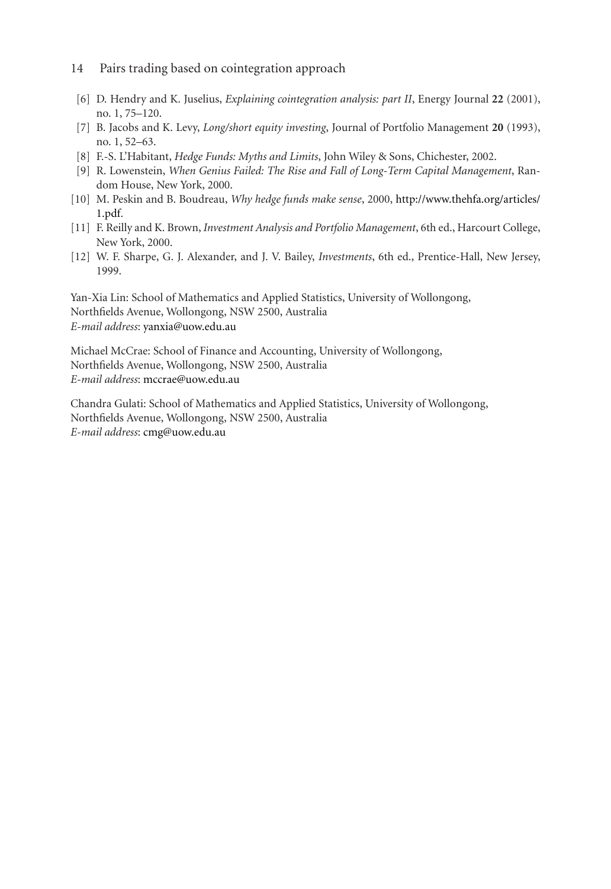[6] D. Hendry and K. Juselius, *Explaining cointegration analysis: part II*, Energy Journal **22** (2001), no. 1, 75–120.

[7] B. Jacobs and K. Levy, *Long/short equity investing*, Journal of Portfolio Management **20** (1993), no. 1, 52–63.

[8] F.-S. L'Habitant, *Hedge Funds: Myths and Limits*, John Wiley & Sons, Chichester, 2002.

[9] R. Lowenstein, *When Genius Failed: The Rise and Fall of Long-Term Capital Management*, Random House, New York, 2000.

[10] M. Peskin and B. Boudreau, *Why hedge funds make sense*, 2000, http://www.thehfa.org/articles/1.pdf.

[11] F. Reilly and K. Brown, *Investment Analysis and Portfolio Management*, 6th ed., Harcourt College, New York, 2000.

[12] W. F. Sharpe, G. J. Alexander, and J. V. Bailey, *Investments*, 6th ed., Prentice-Hall, New Jersey, 1999.

Yan-Xia Lin: School of Mathematics and Applied Statistics, University of Wollongong, Northfields Avenue, Wollongong, NSW 2500, Australia
*E-mail address*: yanxia@uow.edu.au

Michael McCrae: School of Finance and Accounting, University of Wollongong, Northfields Avenue, Wollongong, NSW 2500, Australia
*E-mail address*: mccrae@uow.edu.au

Chandra Gulati: School of Mathematics and Applied Statistics, University of Wollongong, Northfields Avenue, Wollongong, NSW 2500, Australia
*E-mail address*: cmg@uow.edu.au